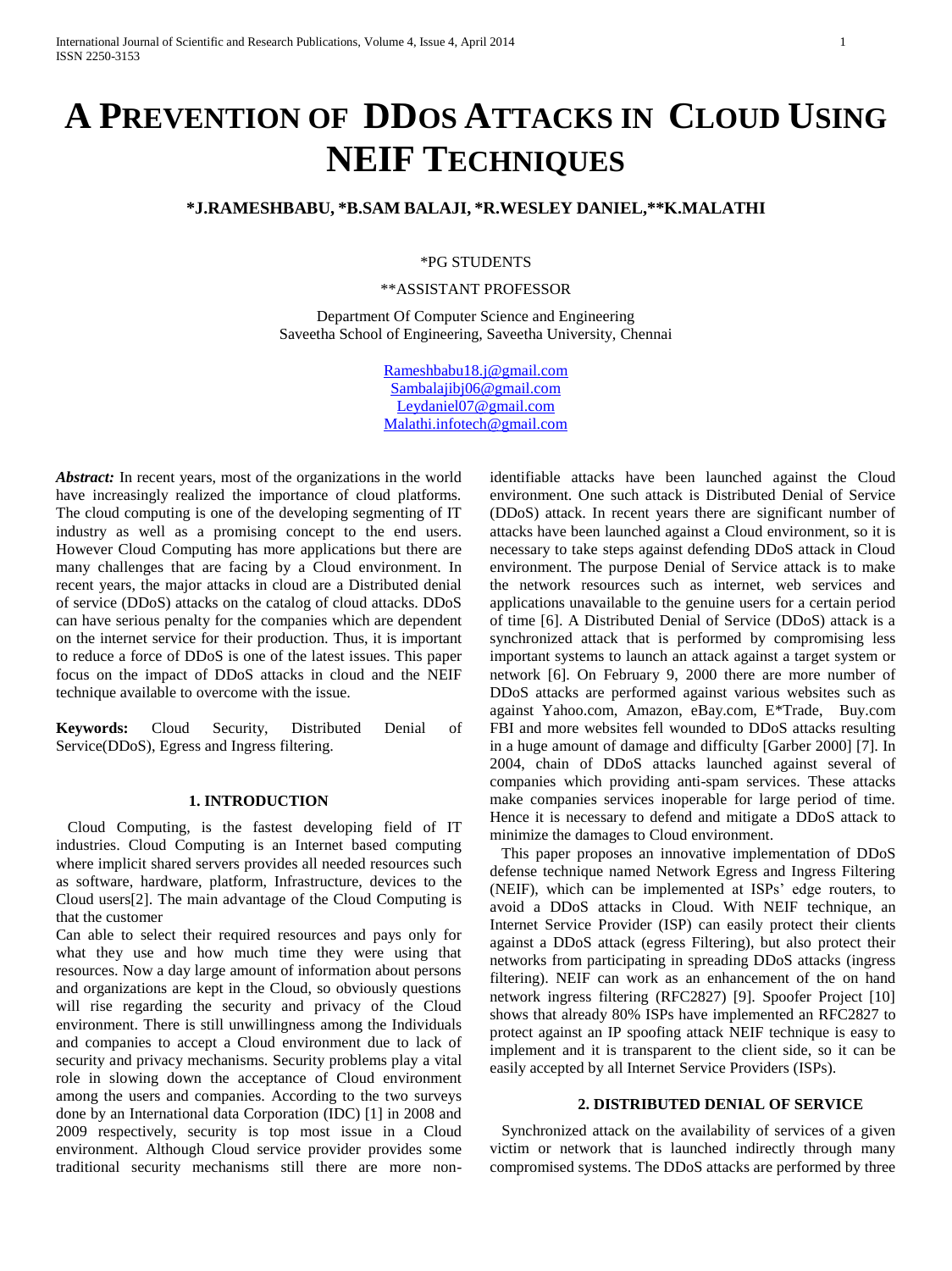# A PREVENTION OF DDOS ATTACKS IN CLOUD USING NEIF TECHNIQUES

**\*J.RAMESHBABU, \*B.SAM BALAJI, \*R.WESLEY DANIEL,\*\*K.MALATHI**

\*PG STUDENTS

\*\*ASSISTANT PROFESSOR

Department Of Computer Science and Engineering
Saveetha School of Engineering, Saveetha University, Chennai

Rameshbabu18.j@gmail.com
Sambalajibj06@gmail.com
Leydaniel07@gmail.com
Malathi.infotech@gmail.com

***Abstract:*** In recent years, most of the organizations in the world have increasingly realized the importance of cloud platforms. The cloud computing is one of the developing segmenting of IT industry as well as a promising concept to the end users. However Cloud Computing has more applications but there are many challenges that are facing by a Cloud environment. In recent years, the major attacks in cloud are a Distributed denial of service (DDoS) attacks on the catalog of cloud attacks. DDoS can have serious penalty for the companies which are dependent on the internet service for their production. Thus, it is important to reduce a force of DDoS is one of the latest issues. This paper focus on the impact of DDoS attacks in cloud and the NEIF technique available to overcome with the issue.

**Keywords:** Cloud Security, Distributed Denial of Service(DDoS), Egress and Ingress filtering.

## 1. INTRODUCTION

Cloud Computing, is the fastest developing field of IT industries. Cloud Computing is an Internet based computing where implicit shared servers provides all needed resources such as software, hardware, platform, Infrastructure, devices to the Cloud users[2]. The main advantage of the Cloud Computing is that the customer
Can able to select their required resources and pays only for what they use and how much time they were using that resources. Now a day large amount of information about persons and organizations are kept in the Cloud, so obviously questions will rise regarding the security and privacy of the Cloud environment. There is still unwillingness among the Individuals and companies to accept a Cloud environment due to lack of security and privacy mechanisms. Security problems play a vital role in slowing down the acceptance of Cloud environment among the users and companies. According to the two surveys done by an International data Corporation (IDC) [1] in 2008 and 2009 respectively, security is top most issue in a Cloud environment. Although Cloud service provider provides some traditional security mechanisms still there are more non-identifiable attacks have been launched against the Cloud environment. One such attack is Distributed Denial of Service (DDoS) attack. In recent years there are significant number of attacks have been launched against a Cloud environment, so it is necessary to take steps against defending DDoS attack in Cloud environment. The purpose Denial of Service attack is to make the network resources such as internet, web services and applications unavailable to the genuine users for a certain period of time [6]. A Distributed Denial of Service (DDoS) attack is a synchronized attack that is performed by compromising less important systems to launch an attack against a target system or network [6]. On February 9, 2000 there are more number of DDoS attacks are performed against various websites such as against Yahoo.com, Amazon, eBay.com, E*Trade, Buy.com FBI and more websites fell wounded to DDoS attacks resulting in a huge amount of damage and difficulty [Garber 2000] [7]. In 2004, chain of DDoS attacks launched against several of companies which providing anti-spam services. These attacks make companies services inoperable for large period of time. Hence it is necessary to defend and mitigate a DDoS attack to minimize the damages to Cloud environment.

This paper proposes an innovative implementation of DDoS defense technique named Network Egress and Ingress Filtering (NEIF), which can be implemented at ISPs' edge routers, to avoid a DDoS attacks in Cloud. With NEIF technique, an Internet Service Provider (ISP) can easily protect their clients against a DDoS attack (egress Filtering), but also protect their networks from participating in spreading DDoS attacks (ingress filtering). NEIF can work as an enhancement of the on hand network ingress filtering (RFC2827) [9]. Spoofer Project [10] shows that already 80% ISPs have implemented an RFC2827 to protect against an IP spoofing attack NEIF technique is easy to implement and it is transparent to the client side, so it can be easily accepted by all Internet Service Providers (ISPs).

## 2. DISTRIBUTED DENIAL OF SERVICE

Synchronized attack on the availability of services of a given victim or network that is launched indirectly through many compromised systems. The DDoS attacks are performed by three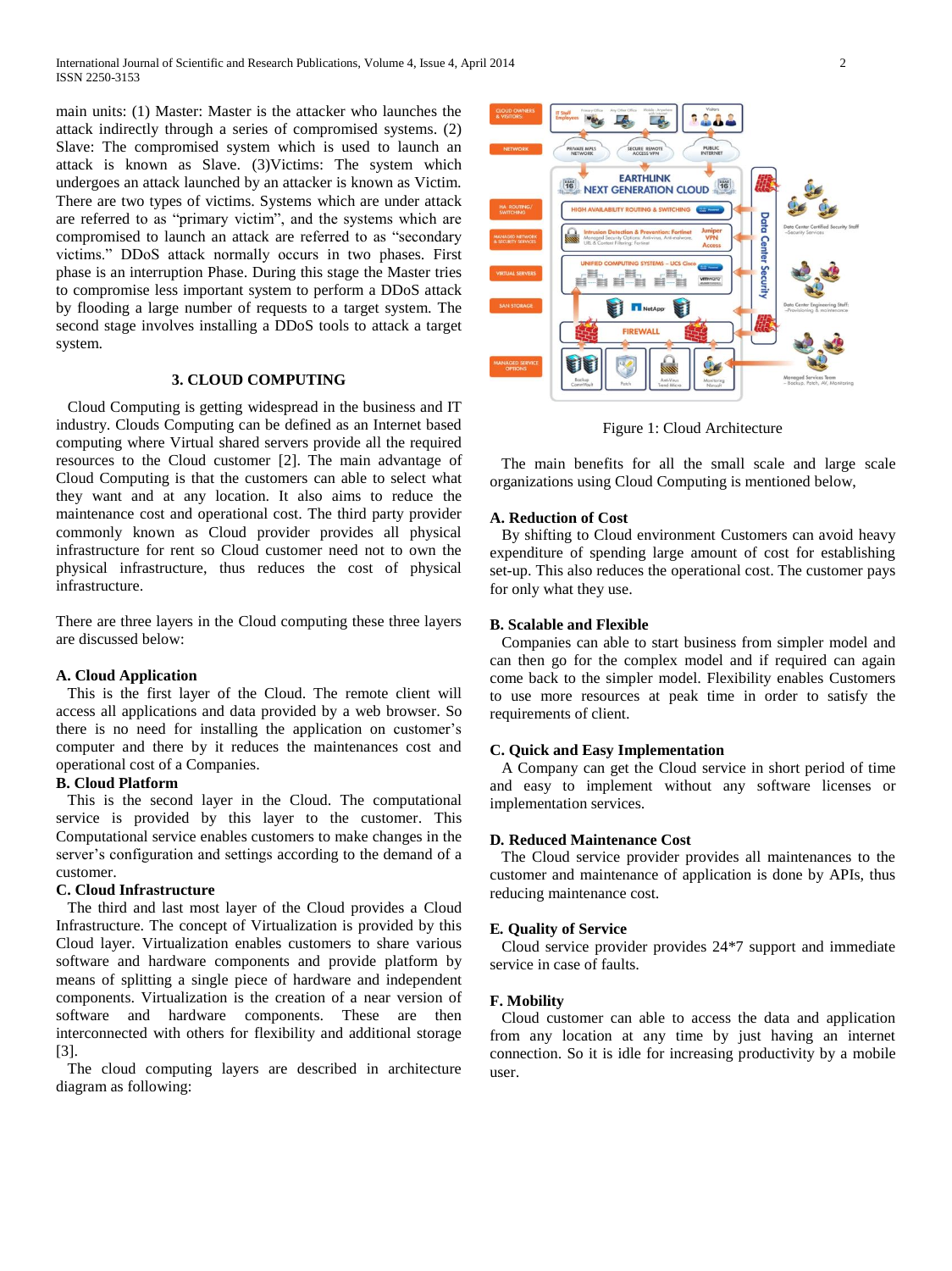main units: (1) Master: Master is the attacker who launches the attack indirectly through a series of compromised systems. (2) Slave: The compromised system which is used to launch an attack is known as Slave. (3)Victims: The system which undergoes an attack launched by an attacker is known as Victim. There are two types of victims. Systems which are under attack are referred to as "primary victim", and the systems which are compromised to launch an attack are referred to as "secondary victims." DDoS attack normally occurs in two phases. First phase is an interruption Phase. During this stage the Master tries to compromise less important system to perform a DDoS attack by flooding a large number of requests to a target system. The second stage involves installing a DDoS tools to attack a target system.

## 3. CLOUD COMPUTING

Cloud Computing is getting widespread in the business and IT industry. Clouds Computing can be defined as an Internet based computing where Virtual shared servers provide all the required resources to the Cloud customer [2]. The main advantage of Cloud Computing is that the customers can able to select what they want and at any location. It also aims to reduce the maintenance cost and operational cost. The third party provider commonly known as Cloud provider provides all physical infrastructure for rent so Cloud customer need not to own the physical infrastructure, thus reduces the cost of physical infrastructure.

There are three layers in the Cloud computing these three layers are discussed below:

### A. Cloud Application

This is the first layer of the Cloud. The remote client will access all applications and data provided by a web browser. So there is no need for installing the application on customer's computer and there by it reduces the maintenances cost and operational cost of a Companies.

### B. Cloud Platform

This is the second layer in the Cloud. The computational service is provided by this layer to the customer. This Computational service enables customers to make changes in the server's configuration and settings according to the demand of a customer.

### C. Cloud Infrastructure

The third and last most layer of the Cloud provides a Cloud Infrastructure. The concept of Virtualization is provided by this Cloud layer. Virtualization enables customers to share various software and hardware components and provide platform by means of splitting a single piece of hardware and independent components. Virtualization is the creation of a near version of software and hardware components. These are then interconnected with others for flexibility and additional storage [3].

The cloud computing layers are described in architecture diagram as following:

Figure 1: Cloud Architecture

The main benefits for all the small scale and large scale organizations using Cloud Computing is mentioned below,

### A. Reduction of Cost

By shifting to Cloud environment Customers can avoid heavy expenditure of spending large amount of cost for establishing set-up. This also reduces the operational cost. The customer pays for only what they use.

### B. Scalable and Flexible

Companies can able to start business from simpler model and can then go for the complex model and if required can again come back to the simpler model. Flexibility enables Customers to use more resources at peak time in order to satisfy the requirements of client.

### C. Quick and Easy Implementation

A Company can get the Cloud service in short period of time and easy to implement without any software licenses or implementation services.

### D. Reduced Maintenance Cost

The Cloud service provider provides all maintenances to the customer and maintenance of application is done by APIs, thus reducing maintenance cost.

### E. Quality of Service

Cloud service provider provides 24*7 support and immediate service in case of faults.

### F. Mobility

Cloud customer can able to access the data and application from any location at any time by just having an internet connection. So it is idle for increasing productivity by a mobile user.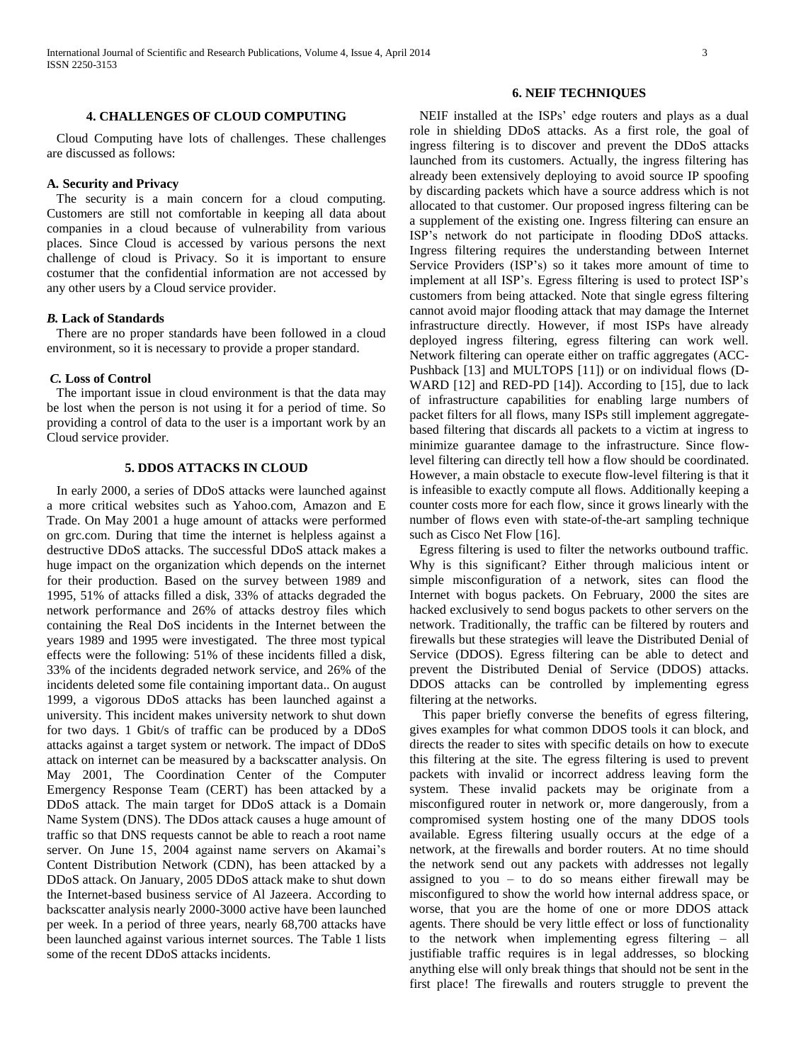## 4. CHALLENGES OF CLOUD COMPUTING

Cloud Computing have lots of challenges. These challenges are discussed as follows:

### A. Security and Privacy

The security is a main concern for a cloud computing. Customers are still not comfortable in keeping all data about companies in a cloud because of vulnerability from various places. Since Cloud is accessed by various persons the next challenge of cloud is Privacy. So it is important to ensure costumer that the confidential information are not accessed by any other users by a Cloud service provider.

### *B.* Lack of Standards

There are no proper standards have been followed in a cloud environment, so it is necessary to provide a proper standard.

### *C.* Loss of Control

The important issue in cloud environment is that the data may be lost when the person is not using it for a period of time. So providing a control of data to the user is a important work by an Cloud service provider.

## 5. DDOS ATTACKS IN CLOUD

In early 2000, a series of DDoS attacks were launched against a more critical websites such as Yahoo.com, Amazon and E Trade. On May 2001 a huge amount of attacks were performed on grc.com. During that time the internet is helpless against a destructive DDoS attacks. The successful DDoS attack makes a huge impact on the organization which depends on the internet for their production. Based on the survey between 1989 and 1995, 51% of attacks filled a disk, 33% of attacks degraded the network performance and 26% of attacks destroy files which containing the Real DoS incidents in the Internet between the years 1989 and 1995 were investigated. The three most typical effects were the following: 51% of these incidents filled a disk, 33% of the incidents degraded network service, and 26% of the incidents deleted some file containing important data.. On august 1999, a vigorous DDoS attacks has been launched against a university. This incident makes university network to shut down for two days. 1 Gbit/s of traffic can be produced by a DDoS attacks against a target system or network. The impact of DDoS attack on internet can be measured by a backscatter analysis. On May 2001, The Coordination Center of the Computer Emergency Response Team (CERT) has been attacked by a DDoS attack. The main target for DDoS attack is a Domain Name System (DNS). The DDos attack causes a huge amount of traffic so that DNS requests cannot be able to reach a root name server. On June 15, 2004 against name servers on Akamai's Content Distribution Network (CDN), has been attacked by a DDoS attack. On January, 2005 DDoS attack make to shut down the Internet-based business service of Al Jazeera. According to backscatter analysis nearly 2000-3000 active have been launched per week. In a period of three years, nearly 68,700 attacks have been launched against various internet sources. The Table 1 lists some of the recent DDoS attacks incidents.

## 6. NEIF TECHNIQUES

NEIF installed at the ISPs' edge routers and plays as a dual role in shielding DDoS attacks. As a first role, the goal of ingress filtering is to discover and prevent the DDoS attacks launched from its customers. Actually, the ingress filtering has already been extensively deploying to avoid source IP spoofing by discarding packets which have a source address which is not allocated to that customer. Our proposed ingress filtering can be a supplement of the existing one. Ingress filtering can ensure an ISP's network do not participate in flooding DDoS attacks. Ingress filtering requires the understanding between Internet Service Providers (ISP's) so it takes more amount of time to implement at all ISP's. Egress filtering is used to protect ISP's customers from being attacked. Note that single egress filtering cannot avoid major flooding attack that may damage the Internet infrastructure directly. However, if most ISPs have already deployed ingress filtering, egress filtering can work well. Network filtering can operate either on traffic aggregates (ACC-Pushback [13] and MULTOPS [11]) or on individual flows (D-WARD [12] and RED-PD [14]). According to [15], due to lack of infrastructure capabilities for enabling large numbers of packet filters for all flows, many ISPs still implement aggregate-based filtering that discards all packets to a victim at ingress to minimize guarantee damage to the infrastructure. Since flow-level filtering can directly tell how a flow should be coordinated. However, a main obstacle to execute flow-level filtering is that it is infeasible to exactly compute all flows. Additionally keeping a counter costs more for each flow, since it grows linearly with the number of flows even with state-of-the-art sampling technique such as Cisco Net Flow [16].

Egress filtering is used to filter the networks outbound traffic. Why is this significant? Either through malicious intent or simple misconfiguration of a network, sites can flood the Internet with bogus packets. On February, 2000 the sites are hacked exclusively to send bogus packets to other servers on the network. Traditionally, the traffic can be filtered by routers and firewalls but these strategies will leave the Distributed Denial of Service (DDOS). Egress filtering can be able to detect and prevent the Distributed Denial of Service (DDOS) attacks. DDOS attacks can be controlled by implementing egress filtering at the networks.

This paper briefly converse the benefits of egress filtering, gives examples for what common DDOS tools it can block, and directs the reader to sites with specific details on how to execute this filtering at the site. The egress filtering is used to prevent packets with invalid or incorrect address leaving form the system. These invalid packets may be originate from a misconfigured router in network or, more dangerously, from a compromised system hosting one of the many DDOS tools available. Egress filtering usually occurs at the edge of a network, at the firewalls and border routers. At no time should the network send out any packets with addresses not legally assigned to you – to do so means either firewall may be misconfigured to show the world how internal address space, or worse, that you are the home of one or more DDOS attack agents. There should be very little effect or loss of functionality to the network when implementing egress filtering – all justifiable traffic requires is in legal addresses, so blocking anything else will only break things that should not be sent in the first place! The firewalls and routers struggle to prevent the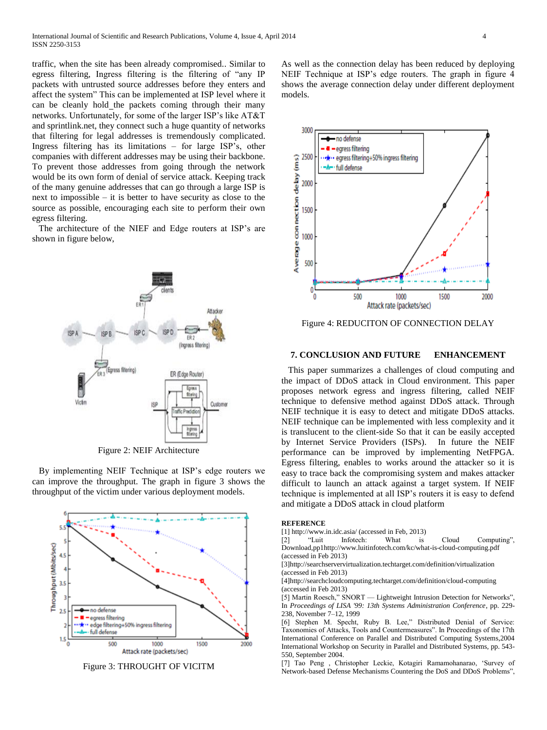traffic, when the site has been already compromised.. Similar to egress filtering, Ingress filtering is the filtering of "any IP packets with untrusted source addresses before they enters and affect the system" This can be implemented at ISP level where it can be cleanly hold the packets coming through their many networks. Unfortunately, for some of the larger ISP's like AT&T and sprintlink.net, they connect such a huge quantity of networks that filtering for legal addresses is tremendously complicated. Ingress filtering has its limitations – for large ISP's, other companies with different addresses may be using their backbone. To prevent those addresses from going through the network would be its own form of denial of service attack. Keeping track of the many genuine addresses that can go through a large ISP is next to impossible – it is better to have security as close to the source as possible, encouraging each site to perform their own egress filtering.

The architecture of the NIEF and Edge routers at ISP's are shown in figure below,

Figure 2: NEIF Architecture

By implementing NEIF Technique at ISP's edge routers we can improve the throughput. The graph in figure 3 shows the throughput of the victim under various deployment models.

Figure 3: THROUGHT OF VICITM

As well as the connection delay has been reduced by deploying NEIF Technique at ISP's edge routers. The graph in figure 4 shows the average connection delay under different deployment models.

Figure 4: REDUCITON OF CONNECTION DELAY

## 7. CONCLUSION AND FUTURE ENHANCEMENT

This paper summarizes a challenges of cloud computing and the impact of DDoS attack in Cloud environment. This paper proposes network egress and ingress filtering, called NEIF technique to defensive method against DDoS attack. Through NEIF technique it is easy to detect and mitigate DDoS attacks. NEIF technique can be implemented with less complexity and it is translucent to the client-side So that it can be easily accepted by Internet Service Providers (ISPs). In future the NEIF performance can be improved by implementing NetFPGA. Egress filtering, enables to works around the attacker so it is easy to trace back the compromising system and makes attacker difficult to launch an attack against a target system. If NEIF technique is implemented at all ISP's routers it is easy to defend and mitigate a DDoS attack in cloud platform

### REFERENCE

[1] http://www.in.idc.asia/ (accessed in Feb, 2013)

[2] "Luit Infotech: What is Cloud Computing", Download,pp1http://www.luitinfotech.com/kc/what-is-cloud-computing.pdf (accessed in Feb 2013)

[3]http://searchservervirtualization.techtarget.com/definition/virtualization (accessed in Feb 2013)

[4]http://searchcloudcomputing.techtarget.com/definition/cloud-computing (accessed in Feb 2013)

[5] Martin Roesch," SNORT — Lightweight Intrusion Detection for Networks", In *Proceedings of LISA '99: 13th Systems Administration Conference*, pp. 229-238, November 7–12, 1999

[6] Stephen M. Specht, Ruby B. Lee," Distributed Denial of Service: Taxonomies of Attacks, Tools and Countermeasures". In Proceedings of the 17th International Conference on Parallel and Distributed Computing Systems,2004 International Workshop on Security in Parallel and Distributed Systems, pp. 543-550, September 2004.

[7] Tao Peng , Christopher Leckie, Kotagiri Ramamohanarao, 'Survey of Network-based Defense Mechanisms Countering the DoS and DDoS Problems",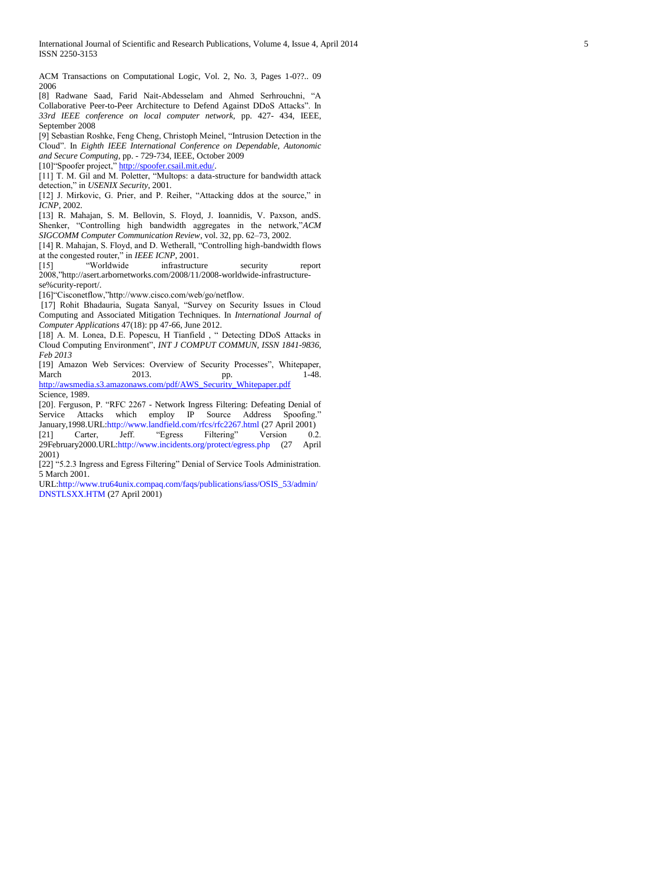ACM Transactions on Computational Logic, Vol. 2, No. 3, Pages 1-0??.. 09 2006

[8] Radwane Saad, Farid Nait-Abdesselam and Ahmed Serhrouchni, "A Collaborative Peer-to-Peer Architecture to Defend Against DDoS Attacks". In *33rd IEEE conference on local computer network*, pp. 427- 434, IEEE, September 2008

[9] Sebastian Roshke, Feng Cheng, Christoph Meinel, "Intrusion Detection in the Cloud". In *Eighth IEEE International Conference on Dependable, Autonomic and Secure Computing*, pp. - 729-734, IEEE, October 2009

[10]"Spoofer project," http://spoofer.csail.mit.edu/.

[11] T. M. Gil and M. Poletter, "Multops: a data-structure for bandwidth attack detection," in *USENIX Security*, 2001.

[12] J. Mirkovic, G. Prier, and P. Reiher, "Attacking ddos at the source," in *ICNP*, 2002.

[13] R. Mahajan, S. M. Bellovin, S. Floyd, J. Ioannidis, V. Paxson, andS. Shenker, "Controlling high bandwidth aggregates in the network,"*ACM SIGCOMM Computer Communication Review*, vol. 32, pp. 62–73, 2002.

[14] R. Mahajan, S. Floyd, and D. Wetherall, "Controlling high-bandwidth flows at the congested router," in *IEEE ICNP*, 2001.

[15] "Worldwide infrastructure security report 2008,"http://asert.arbornetworks.com/2008/11/2008-worldwide-infrastructure-se%curity-report/.

[16]"Cisconetflow,"http://www.cisco.com/web/go/netflow.

[17] Rohit Bhadauria, Sugata Sanyal, "Survey on Security Issues in Cloud Computing and Associated Mitigation Techniques. In *International Journal of Computer Applications* 47(18): pp 47-66, June 2012.

[18] A. M. Lonea, D.E. Popescu, H Tianfield , " Detecting DDoS Attacks in Cloud Computing Environment", *INT J COMPUT COMMUN, ISSN 1841-9836, Feb 2013*

[19] Amazon Web Services: Overview of Security Processes", Whitepaper, March 2013. pp. 1-48. http://awsmedia.s3.amazonaws.com/pdf/AWS_Security_Whitepaper.pdf Science, 1989.

[20]. Ferguson, P. "RFC 2267 - Network Ingress Filtering: Defeating Denial of Service Attacks which employ IP Source Address Spoofing." January,1998.URL:http://www.landfield.com/rfcs/rfc2267.html (27 April 2001)

[21] Carter, Jeff. "Egress Filtering" Version 0.2. 29February2000.URL:http://www.incidents.org/protect/egress.php (27 April 2001)

[22] "5.2.3 Ingress and Egress Filtering" Denial of Service Tools Administration. 5 March 2001. URL:http://www.tru64unix.compaq.com/faqs/publications/iass/OSIS_53/admin/DNSTLSXX.HTM (27 April 2001)